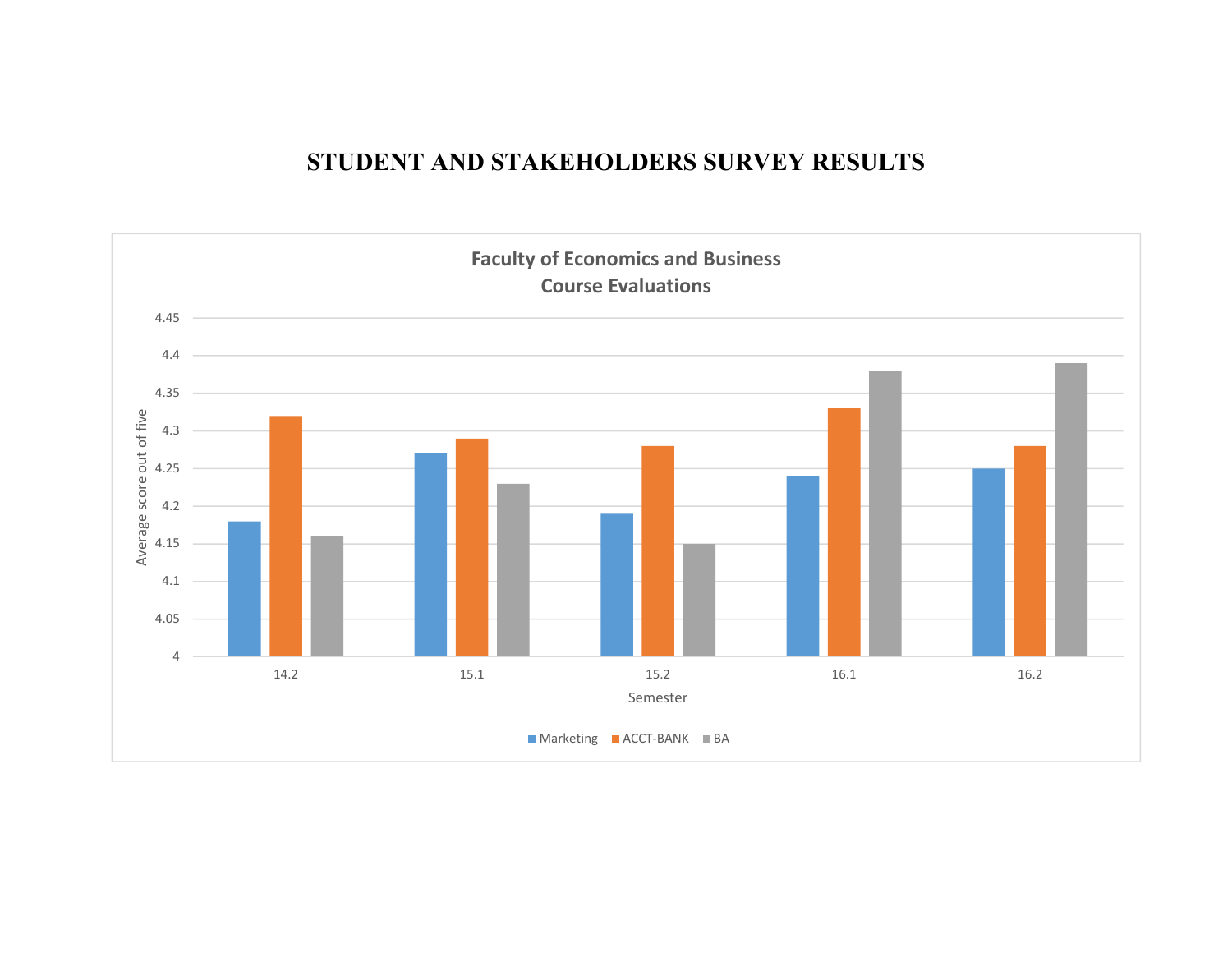# STUDENT AND STAKEHOLDERS SURVEY RESULTS

**Faculty of Economics and Business Course Evaluations**

| Semester | Marketing | ACCT-BANK | BA |
|---|---|---|---|
| 14.2 | 4.18 | 4.32 | 4.16 |
| 15.1 | 4.27 | 4.29 | 4.23 |
| 15.2 | 4.19 | 4.28 | 4.15 |
| 16.1 | 4.24 | 4.33 | 4.38 |
| 16.2 | 4.25 | 4.28 | 4.39 |

Average score out of five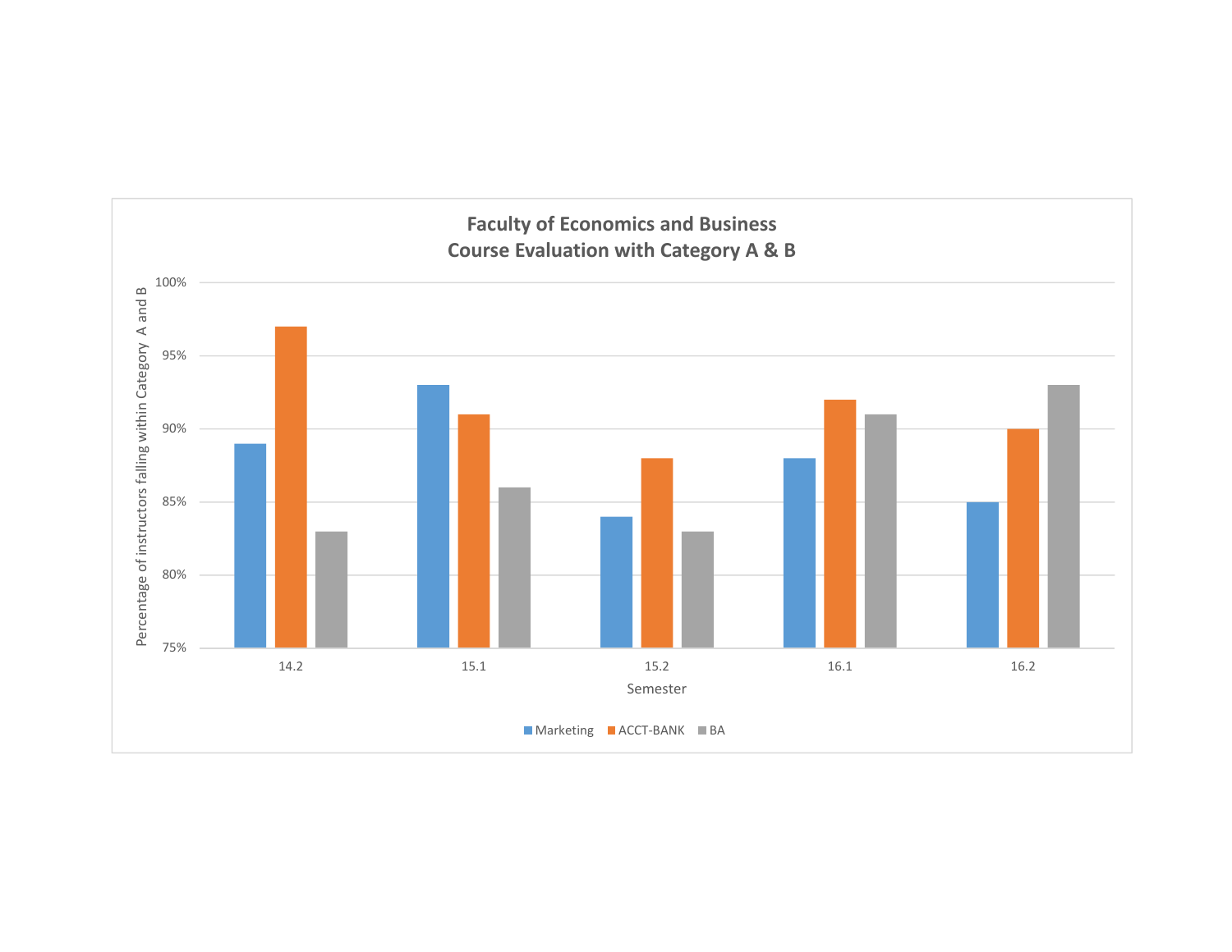**Faculty of Economics and Business**
**Course Evaluation with Category A & B**

| Semester | Marketing | ACCT-BANK | BA |
|---|---|---|---|
| 14.2 | 89% | 97% | 83% |
| 15.1 | 93% | 91% | 86% |
| 15.2 | 84% | 88% | 83% |
| 16.1 | 88% | 92% | 91% |
| 16.2 | 85% | 90% | 93% |

Y-axis: Percentage of instructors falling within Category A and B (75% to 100%)

X-axis: Semester

Legend: Marketing, ACCT-BANK, BA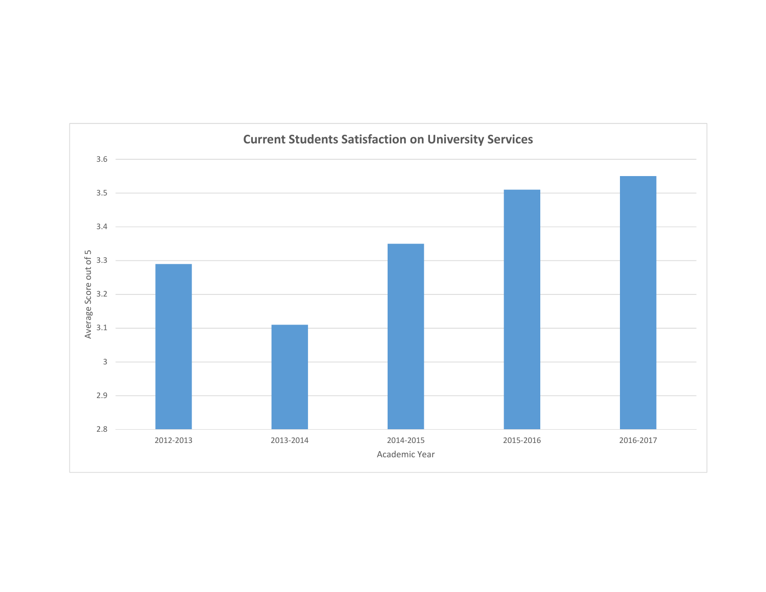**Current Students Satisfaction on University Services**

Average Score out of 5

3.6

3.5

3.4

3.3

3.2

3.1

3

2.9

2.8

2012-2013 2013-2014 2014-2015 2015-2016 2016-2017

Academic Year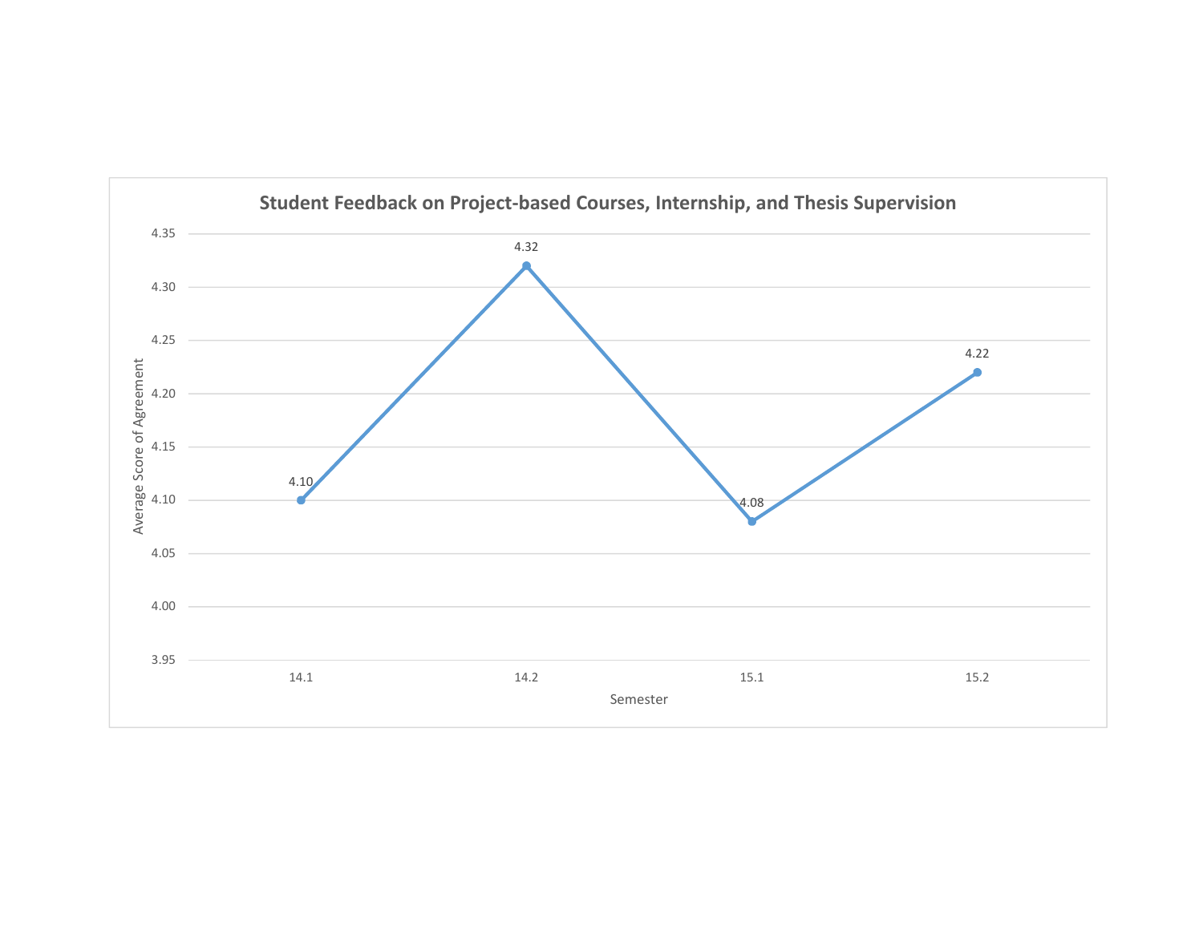**Student Feedback on Project-based Courses, Internship, and Thesis Supervision**

| Semester | Average Score of Agreement |
|---|---|
| 14.1 | 4.10 |
| 14.2 | 4.32 |
| 15.1 | 4.08 |
| 15.2 | 4.22 |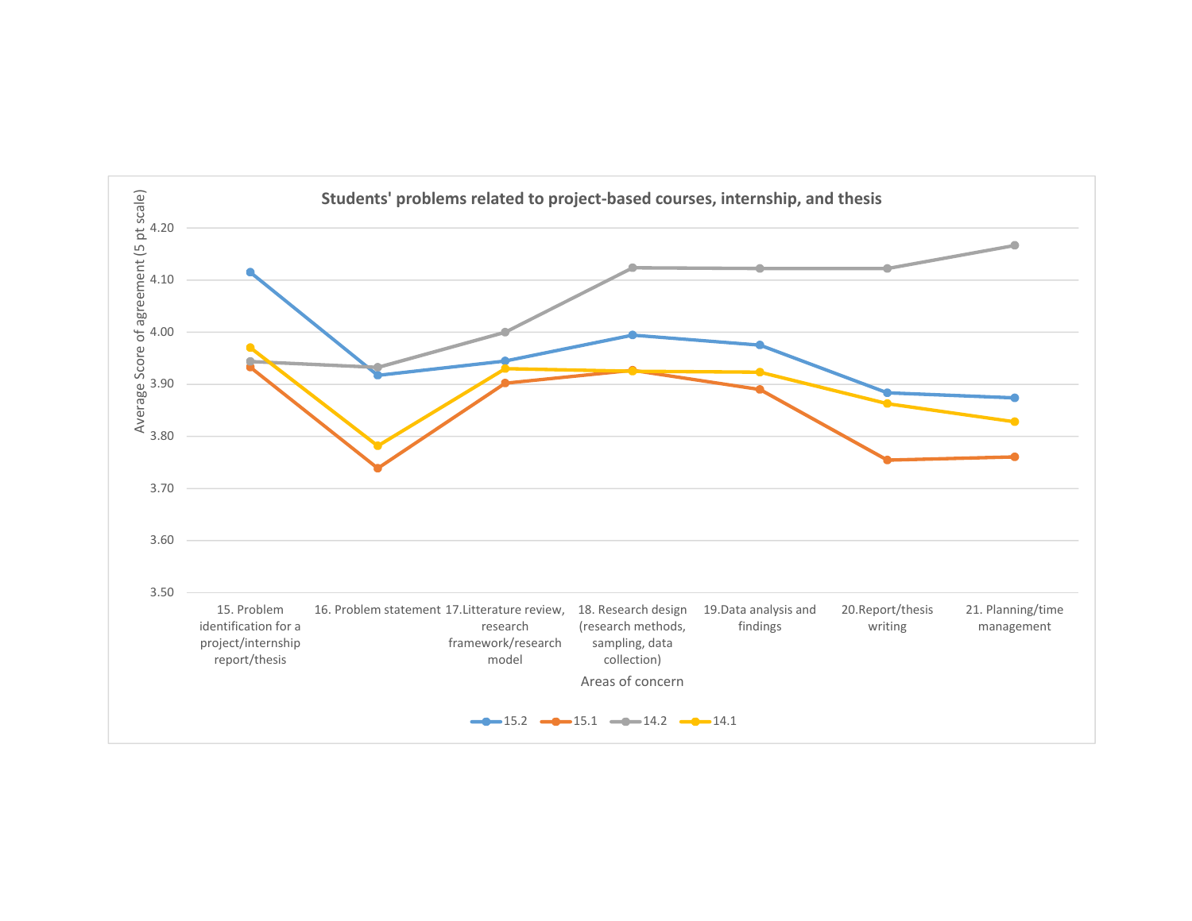**Students' problems related to project-based courses, internship, and thesis**

Average Score of agreement (5 pt scale)

4.20
4.10
4.00
3.90
3.80
3.70
3.60
3.50

15. Problem identification for a project/internship report/thesis

16. Problem statement

17.Litterature review, research framework/research model

18. Research design (research methods, sampling, data collection)

19.Data analysis and findings

20.Report/thesis writing

21. Planning/time management

Areas of concern

15.2 15.1 14.2 14.1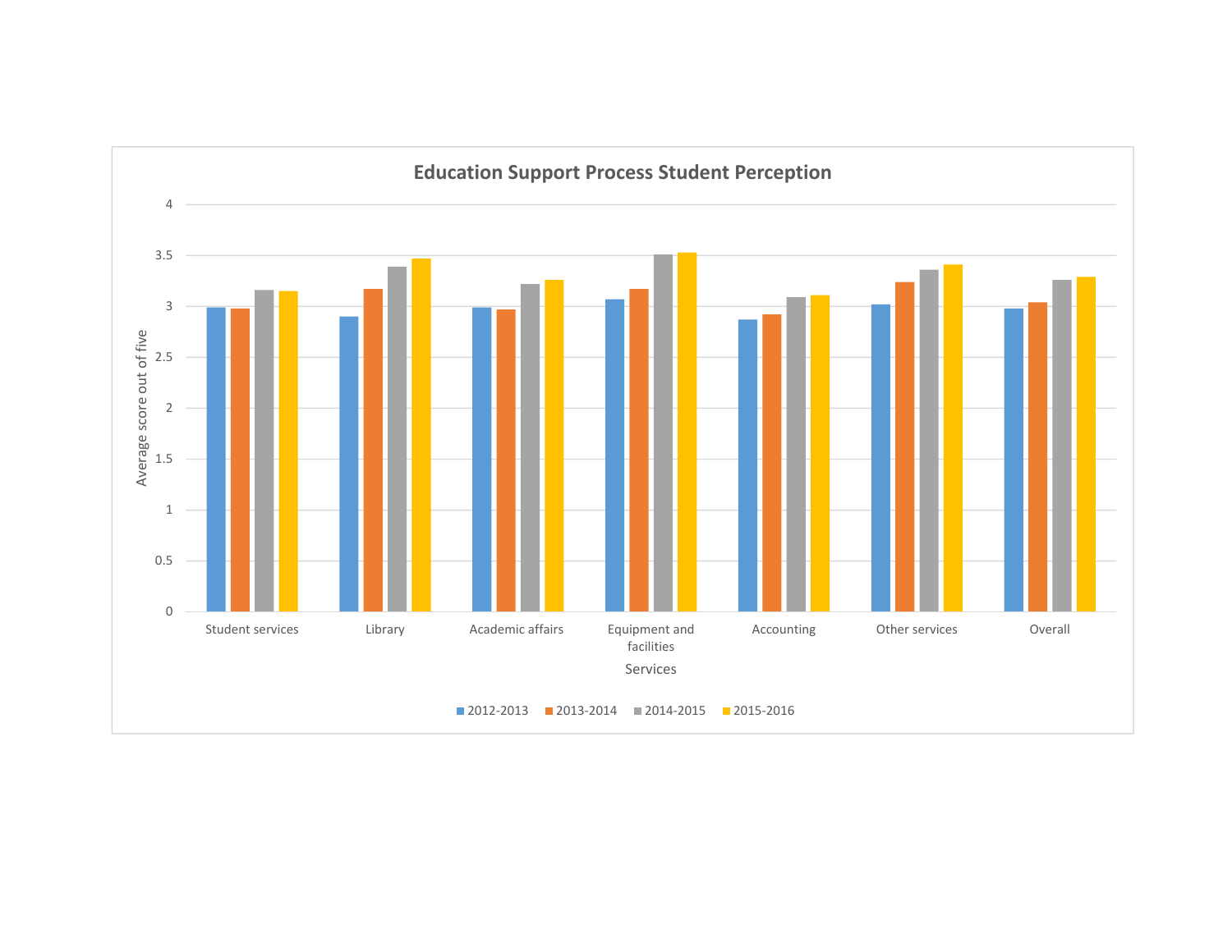**Education Support Process Student Perception**

Average score out of five

Student services | Library | Academic affairs | Equipment and facilities | Accounting | Other services | Overall

Services

2012-2013 | 2013-2014 | 2014-2015 | 2015-2016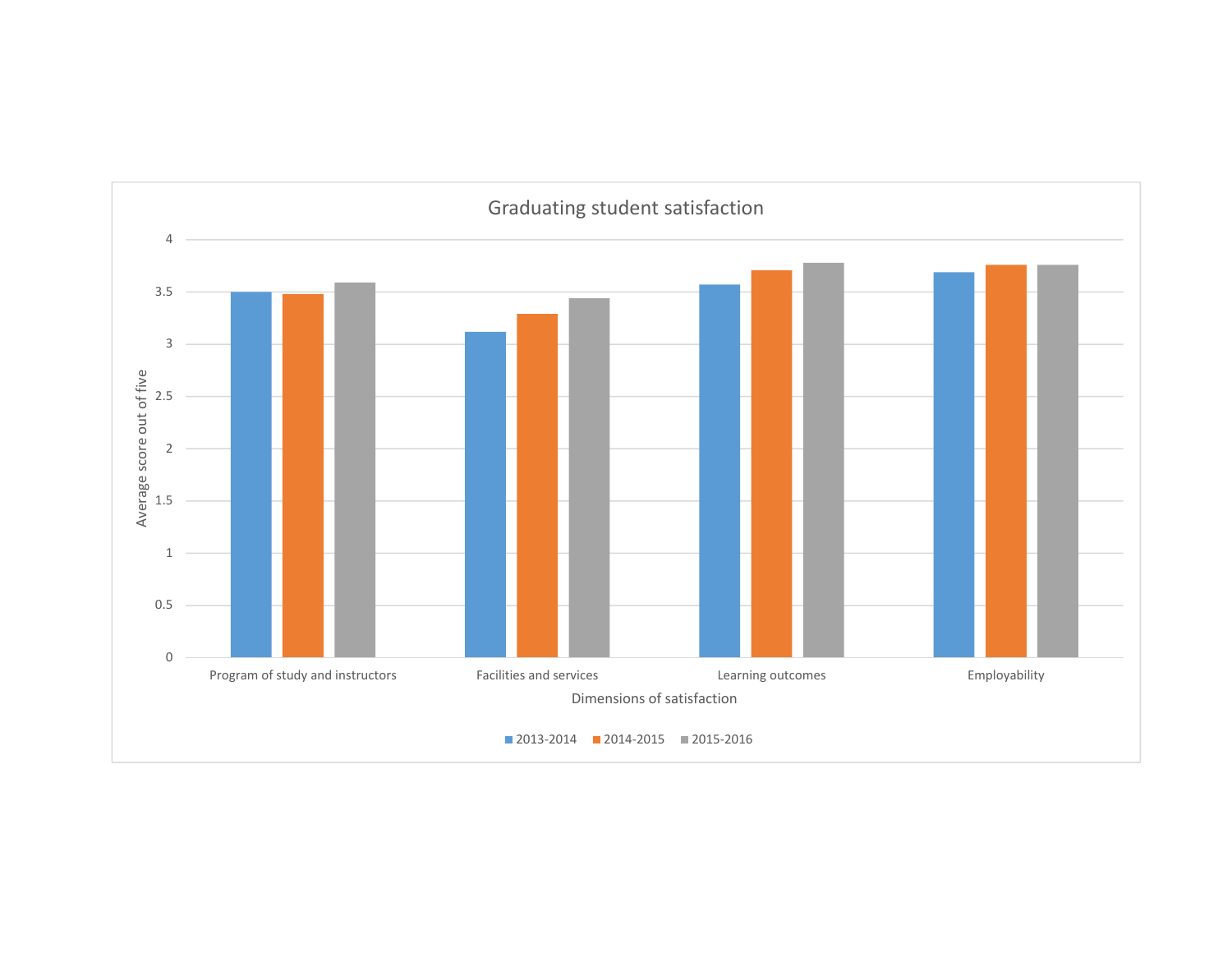## Graduating student satisfaction

Average score out of five

4
3.5
3
2.5
2
1.5
1
0.5
0

Program of study and instructors | Facilities and services | Learning outcomes | Employability

Dimensions of satisfaction

■ 2013-2014 ■ 2014-2015 ■ 2015-2016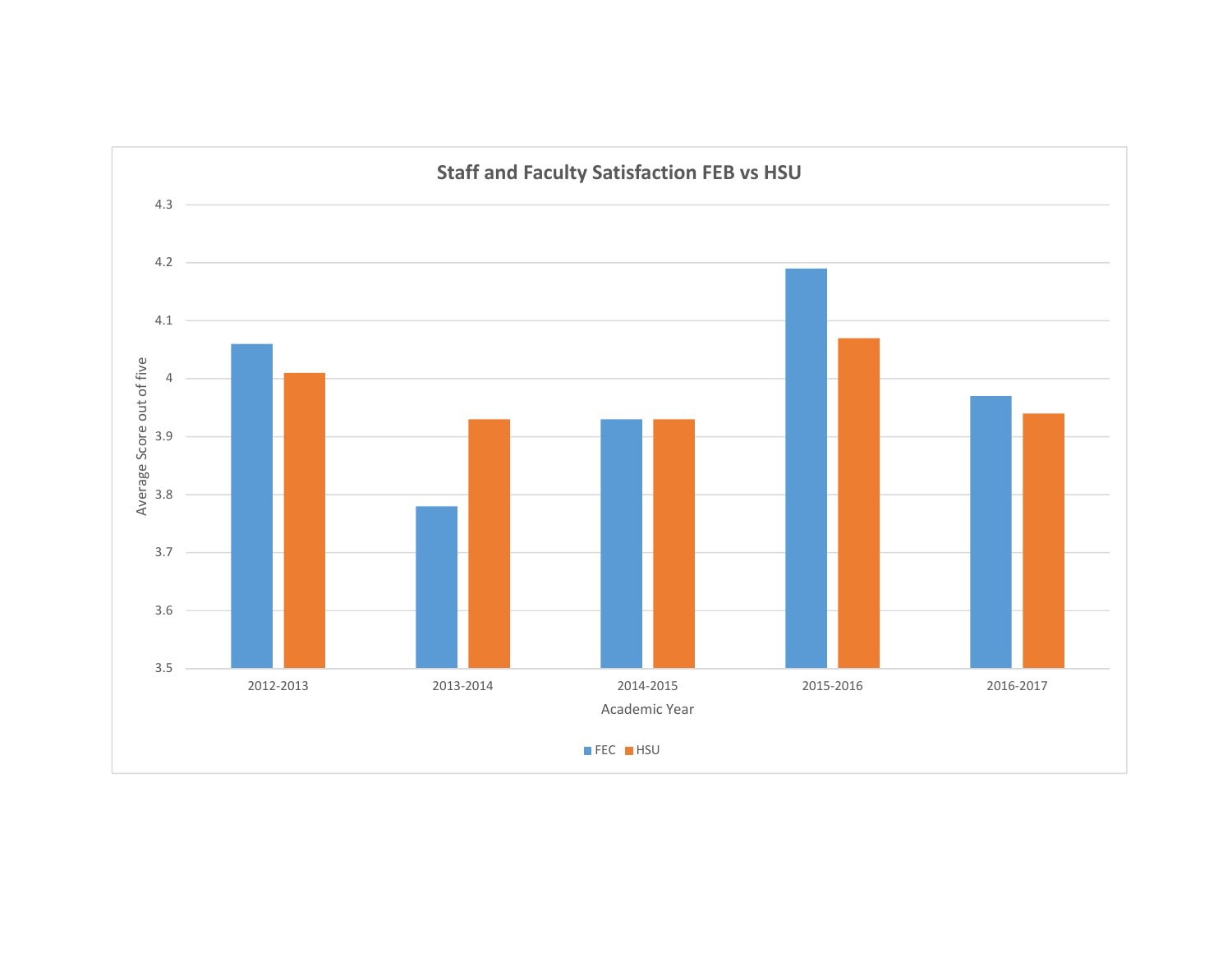**Staff and Faculty Satisfaction FEB vs HSU**

Average Score out of five

4.3
4.2
4.1
4
3.9
3.8
3.7
3.6
3.5

2012-2013 2013-2014 2014-2015 2015-2016 2016-2017

Academic Year

FEC HSU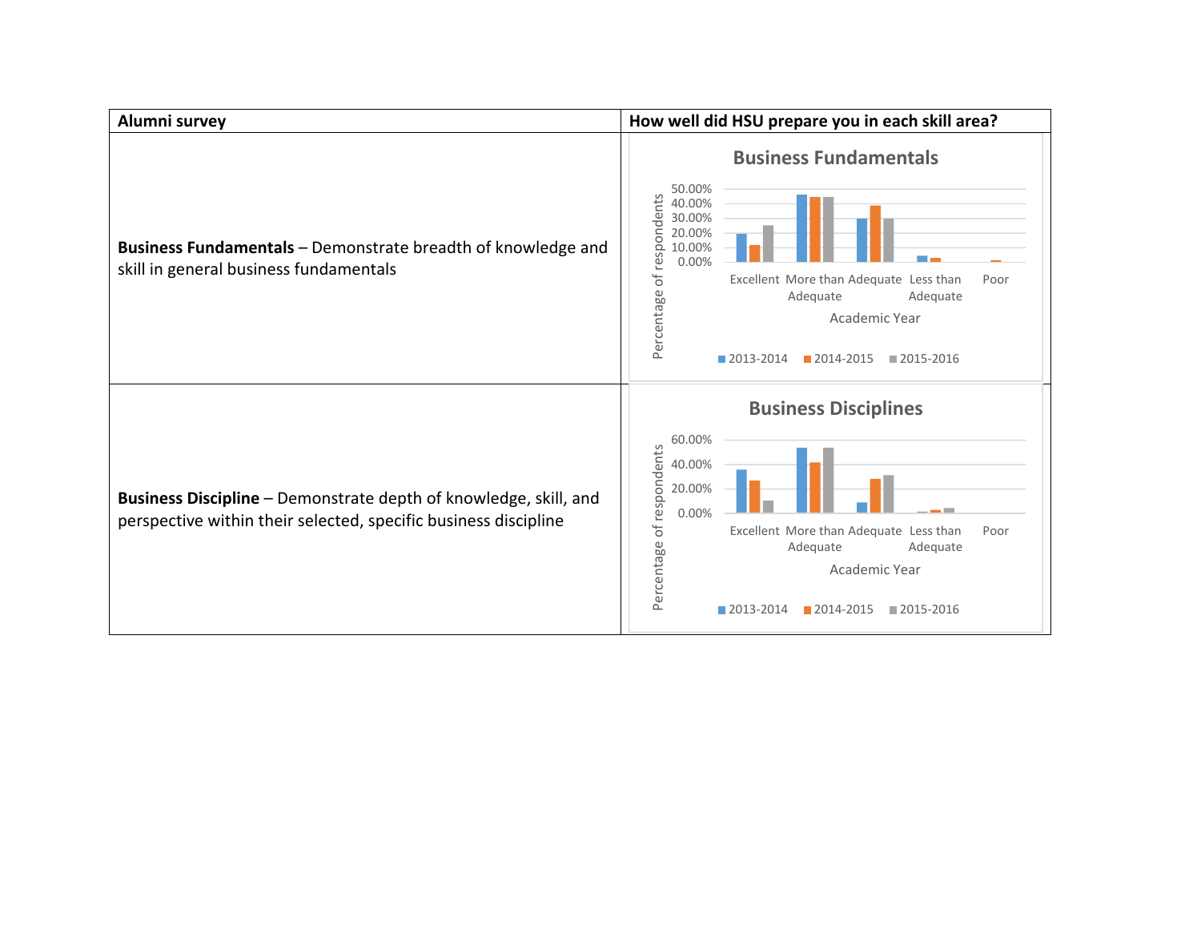| Alumni survey | How well did HSU prepare you in each skill area? |
| --- | --- |
| **Business Fundamentals** – Demonstrate breadth of knowledge and skill in general business fundamentals | Business Fundamentals (chart: Percentage of respondents by Academic Year; categories: Excellent, More than Adequate, Adequate, Less than Adequate, Poor; series: 2013-2014, 2014-2015, 2015-2016) |
| **Business Discipline** – Demonstrate depth of knowledge, skill, and perspective within their selected, specific business discipline | Business Disciplines (chart: Percentage of respondents by Academic Year; categories: Excellent, More than Adequate, Adequate, Less than Adequate, Poor; series: 2013-2014, 2014-2015, 2015-2016) |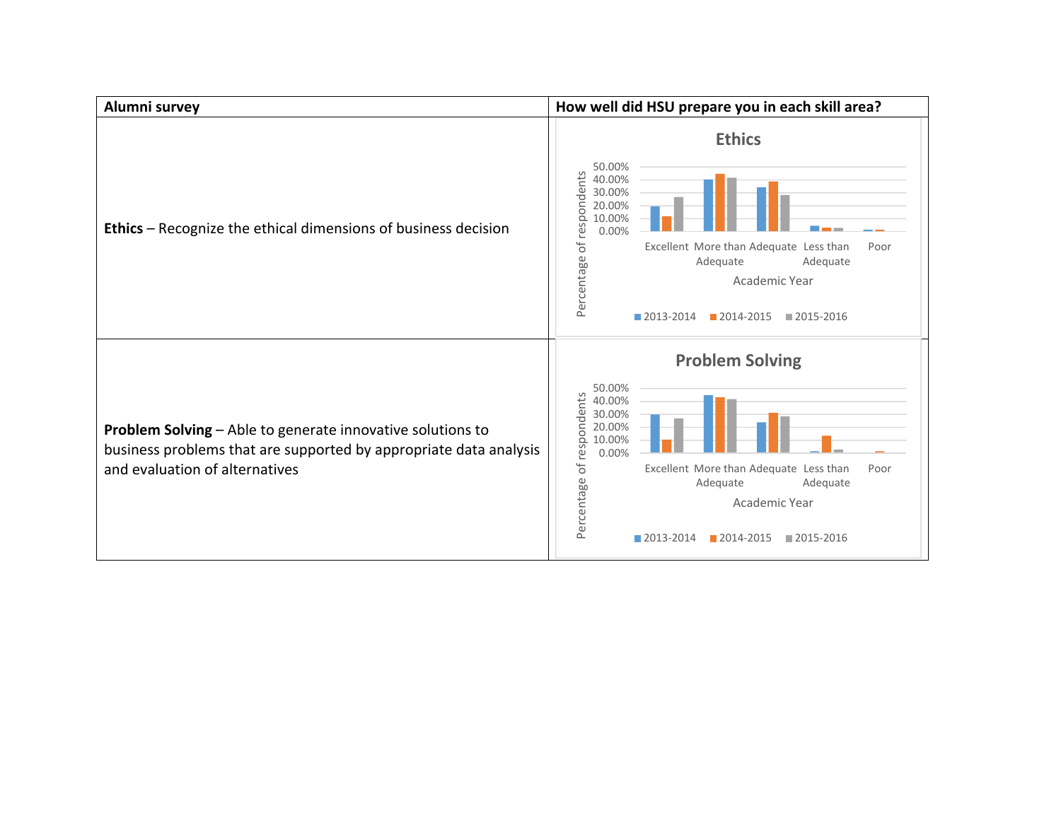| Alumni survey | How well did HSU prepare you in each skill area? |
|---|---|
| **Ethics** – Recognize the ethical dimensions of business decision | **Ethics**<br>Percentage of respondents (0.00%–50.00%) by Academic Year: Excellent, More than Adequate, Adequate, Less than Adequate, Poor<br>Legend: 2013-2014, 2014-2015, 2015-2016 |
| **Problem Solving** – Able to generate innovative solutions to business problems that are supported by appropriate data analysis and evaluation of alternatives | **Problem Solving**<br>Percentage of respondents (0.00%–50.00%) by Academic Year: Excellent, More than Adequate, Adequate, Less than Adequate, Poor<br>Legend: 2013-2014, 2014-2015, 2015-2016 |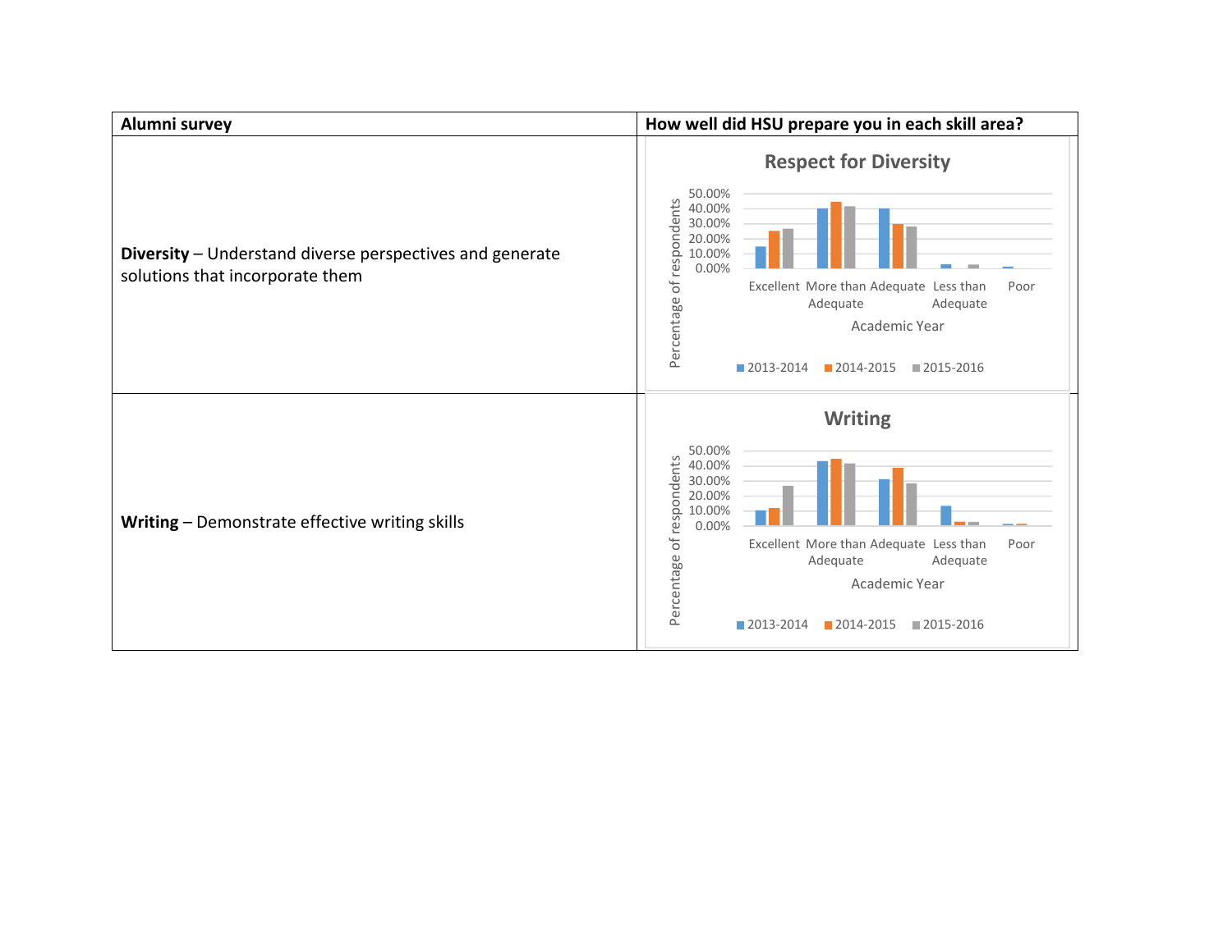| Alumni survey | How well did HSU prepare you in each skill area? |
| --- | --- |
| **Diversity** – Understand diverse perspectives and generate solutions that incorporate them | **Respect for Diversity**<br>Percentage of respondents (0.00%–50.00%) by rating: Excellent, More than Adequate, Adequate, Less than Adequate, Poor<br>Academic Year<br>2013-2014 / 2014-2015 / 2015-2016 |
| **Writing** – Demonstrate effective writing skills | **Writing**<br>Percentage of respondents (0.00%–50.00%) by rating: Excellent, More than Adequate, Adequate, Less than Adequate, Poor<br>Academic Year<br>2013-2014 / 2014-2015 / 2015-2016 |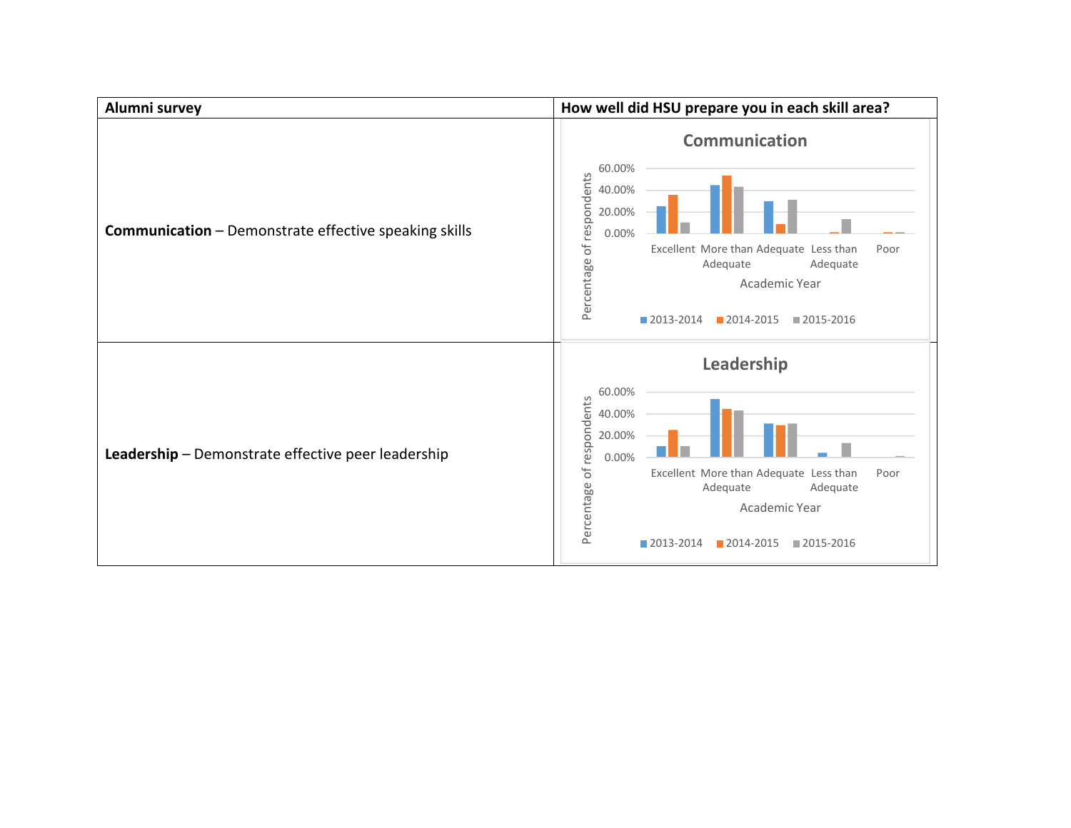| Alumni survey | How well did HSU prepare you in each skill area? |
| --- | --- |
| **Communication** – Demonstrate effective speaking skills | |
| **Leadership** – Demonstrate effective peer leadership | |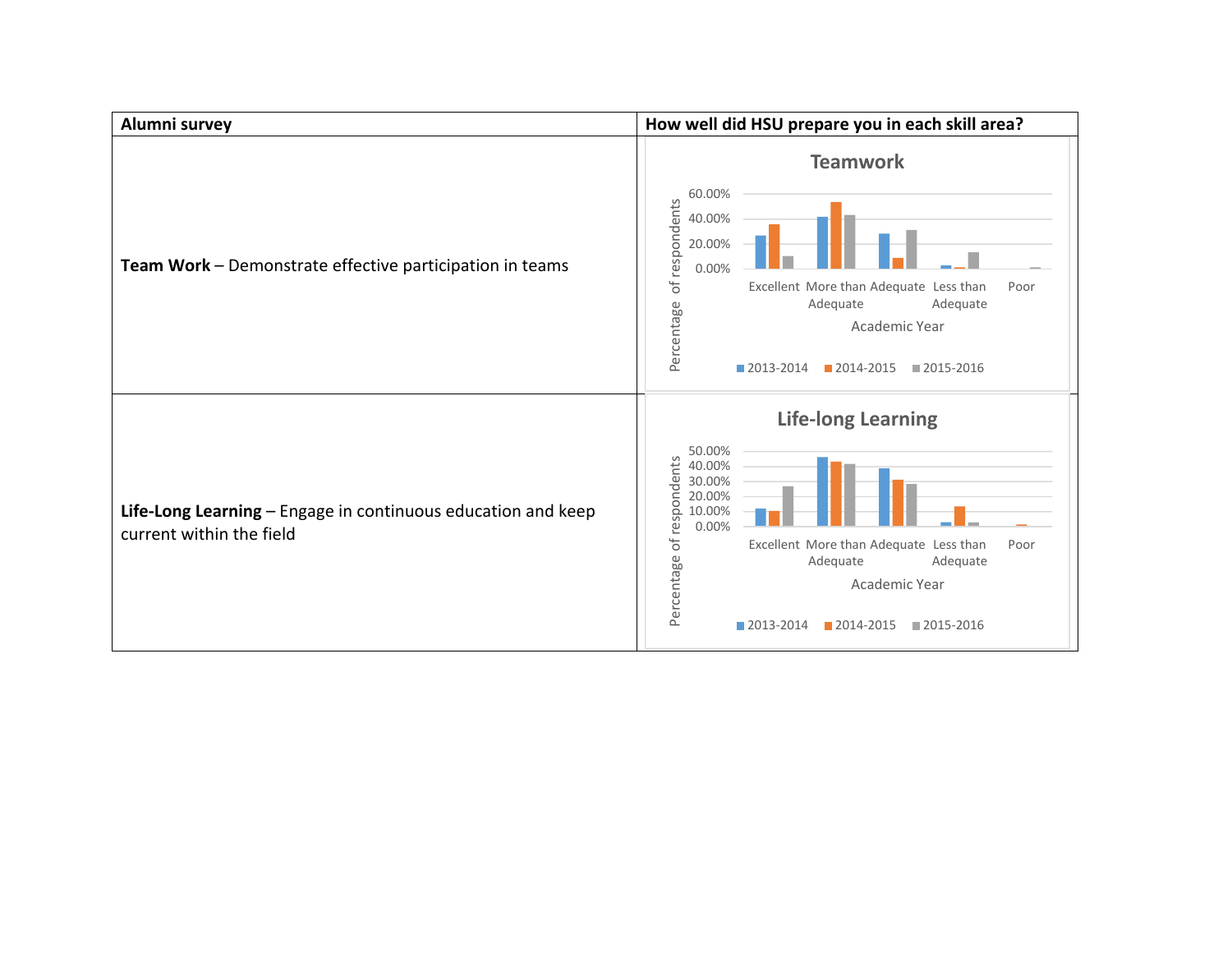| Alumni survey | How well did HSU prepare you in each skill area? |
| --- | --- |
| **Team Work** – Demonstrate effective participation in teams | Teamwork<br>Percentage of respondents: 60.00%, 40.00%, 20.00%, 0.00%<br>Excellent, More than Adequate, Adequate, Less than Adequate, Poor<br>Academic Year<br>2013-2014, 2014-2015, 2015-2016 |
| **Life-Long Learning** – Engage in continuous education and keep current within the field | Life-long Learning<br>Percentage of respondents: 50.00%, 40.00%, 30.00%, 20.00%, 10.00%, 0.00%<br>Excellent, More than Adequate, Adequate, Less than Adequate, Poor<br>Academic Year<br>2013-2014, 2014-2015, 2015-2016 |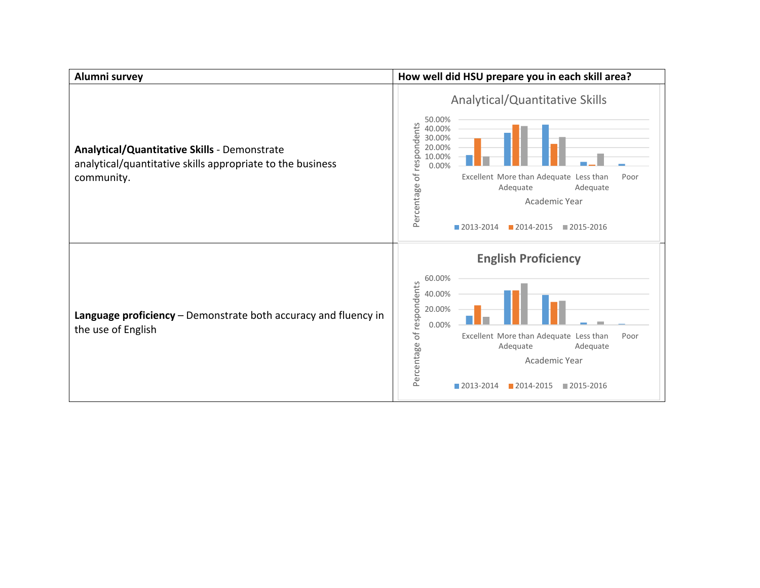| Alumni survey | How well did HSU prepare you in each skill area? |
|---|---|
| **Analytical/Quantitative Skills** - Demonstrate analytical/quantitative skills appropriate to the business community. | Analytical/Quantitative Skills<br>50.00%<br>40.00%<br>30.00%<br>20.00%<br>10.00%<br>0.00%<br>Percentage of respondents<br>Excellent / More than Adequate / Adequate / Less than Adequate / Poor<br>Academic Year<br>2013-2014 / 2014-2015 / 2015-2016 |
| **Language proficiency** – Demonstrate both accuracy and fluency in the use of English | **English Proficiency**<br>60.00%<br>40.00%<br>20.00%<br>0.00%<br>Percentage of respondents<br>Excellent / More than Adequate / Adequate / Less than Adequate / Poor<br>Academic Year<br>2013-2014 / 2014-2015 / 2015-2016 |